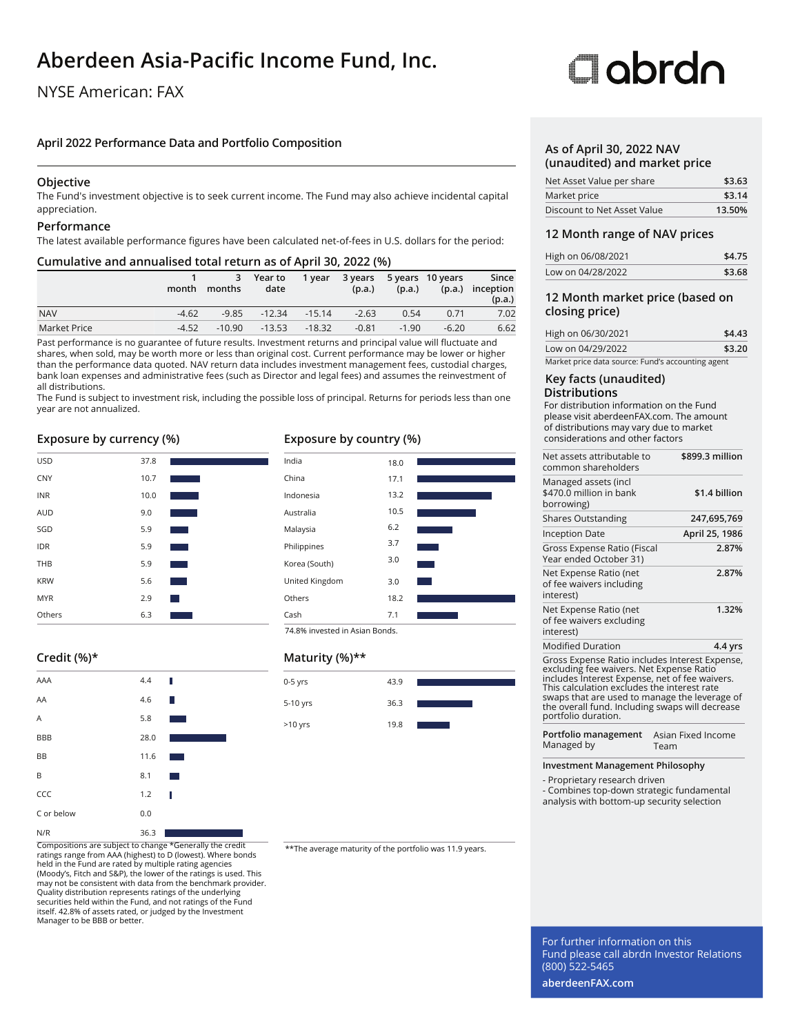# Aberdeen Asia-Pacific Income Fund, Inc.

NYSE American: FAX

abrdn

## April 2022 Performance Data and Portfolio Composition

### Objective

The Fund's investment objective is to seek current income. The Fund may also achieve incidental capital appreciation.

### Performance

The latest available performance figures have been calculated net-of-fees in U.S. dollars for the period:

### Cumulative and annualised total return as of April 30, 2022 (%)

| | 1 month | 3 months | Year to date | 1 year | 3 years (p.a.) | 5 years (p.a.) | 10 years (p.a.) | Since inception (p.a.) |
|---|---|---|---|---|---|---|---|---|
| NAV | -4.62 | -9.85 | -12.34 | -15.14 | -2.63 | 0.54 | 0.71 | 7.02 |
| Market Price | -4.52 | -10.90 | -13.53 | -18.32 | -0.81 | -1.90 | -6.20 | 6.62 |

Past performance is no guarantee of future results. Investment returns and principal value will fluctuate and shares, when sold, may be worth more or less than original cost. Current performance may be lower or higher than the performance data quoted. NAV return data includes investment management fees, custodial charges, bank loan expenses and administrative fees (such as Director and legal fees) and assumes the reinvestment of all distributions.
The Fund is subject to investment risk, including the possible loss of principal. Returns for periods less than one year are not annualized.

### Exposure by currency (%)

| Currency | % |
|---|---|
| USD | 37.8 |
| CNY | 10.7 |
| INR | 10.0 |
| AUD | 9.0 |
| SGD | 5.9 |
| IDR | 5.9 |
| THB | 5.9 |
| KRW | 5.6 |
| MYR | 2.9 |
| Others | 6.3 |

### Exposure by country (%)

| Country | % |
|---|---|
| India | 18.0 |
| China | 17.1 |
| Indonesia | 13.2 |
| Australia | 10.5 |
| Malaysia | 6.2 |
| Philippines | 3.7 |
| Korea (South) | 3.0 |
| United Kingdom | 3.0 |
| Others | 18.2 |
| Cash | 7.1 |

74.8% invested in Asian Bonds.

### Credit (%)*

| Rating | % |
|---|---|
| AAA | 4.4 |
| AA | 4.6 |
| A | 5.8 |
| BBB | 28.0 |
| BB | 11.6 |
| B | 8.1 |
| CCC | 1.2 |
| C or below | 0.0 |
| N/R | 36.3 |

Compositions are subject to change *Generally the credit ratings range from AAA (highest) to D (lowest). Where bonds held in the Fund are rated by multiple rating agencies (Moody's, Fitch and S&P), the lower of the ratings is used. This may not be consistent with data from the benchmark provider. Quality distribution represents ratings of the underlying securities held within the Fund, and not ratings of the Fund itself. 42.8% of assets rated, or judged by the Investment Manager to be BBB or better.

### Maturity (%)**

| Maturity | % |
|---|---|
| 0-5 yrs | 43.9 |
| 5-10 yrs | 36.3 |
| >10 yrs | 19.8 |

**The average maturity of the portfolio was 11.9 years.

### As of April 30, 2022 NAV (unaudited) and market price

| | |
|---|---|
| Net Asset Value per share | $3.63 |
| Market price | $3.14 |
| Discount to Net Asset Value | 13.50% |

### 12 Month range of NAV prices

| | |
|---|---|
| High on 06/08/2021 | $4.75 |
| Low on 04/28/2022 | $3.68 |

### 12 Month market price (based on closing price)

| | |
|---|---|
| High on 06/30/2021 | $4.43 |
| Low on 04/29/2022 | $3.20 |

Market price data source: Fund's accounting agent

### Key facts (unaudited)

### Distributions

For distribution information on the Fund please visit aberdeenFAX.com. The amount of distributions may vary due to market considerations and other factors

| | |
|---|---|
| Net assets attributable to common shareholders | $899.3 million |
| Managed assets (incl $470.0 million in bank borrowing) | $1.4 billion |
| Shares Outstanding | 247,695,769 |
| Inception Date | April 25, 1986 |
| Gross Expense Ratio (Fiscal Year ended October 31) | 2.87% |
| Net Expense Ratio (net of fee waivers including interest) | 2.87% |
| Net Expense Ratio (net of fee waivers excluding interest) | 1.32% |
| Modified Duration | 4.4 yrs |

Gross Expense Ratio includes Interest Expense, excluding fee waivers. Net Expense Ratio includes Interest Expense, net of fee waivers. This calculation excludes the interest rate swaps that are used to manage the leverage of the overall fund. Including swaps will decrease portfolio duration.

| | |
|---|---|
| **Portfolio management** Managed by | Asian Fixed Income Team |

**Investment Management Philosophy**

- Proprietary research driven
- Combines top-down strategic fundamental analysis with bottom-up security selection

For further information on this Fund please call abrdn Investor Relations (800) 522-5465

**aberdeenFAX.com**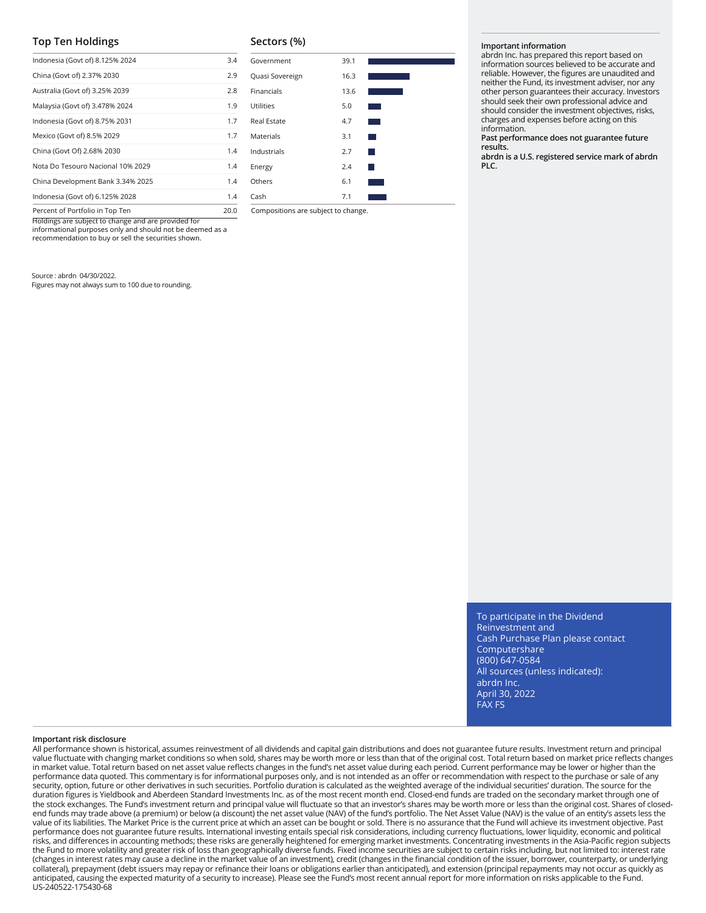## Top Ten Holdings

| | |
|---|---|
| Indonesia (Govt of) 8.125% 2024 | 3.4 |
| China (Govt of) 2.37% 2030 | 2.9 |
| Australia (Govt of) 3.25% 2039 | 2.8 |
| Malaysia (Govt of) 3.478% 2024 | 1.9 |
| Indonesia (Govt of) 8.75% 2031 | 1.7 |
| Mexico (Govt of) 8.5% 2029 | 1.7 |
| China (Govt Of) 2.68% 2030 | 1.4 |
| Nota Do Tesouro Nacional 10% 2029 | 1.4 |
| China Development Bank 3.34% 2025 | 1.4 |
| Indonesia (Govt of) 6.125% 2028 | 1.4 |
| Percent of Portfolio in Top Ten | 20.0 |

Holdings are subject to change and are provided for informational purposes only and should not be deemed as a recommendation to buy or sell the securities shown.

Source : abrdn 04/30/2022.
Figures may not always sum to 100 due to rounding.

## Sectors (%)

Government 39.1
Quasi Sovereign 16.3
Financials 13.6
Utilities 5.0
Real Estate 4.7
Materials 3.1
Industrials 2.7
Energy 2.4
Others 6.1
Cash 7.1

Compositions are subject to change.

**Important information**

abrdn Inc. has prepared this report based on information sources believed to be accurate and reliable. However, the figures are unaudited and neither the Fund, its investment adviser, nor any other person guarantees their accuracy. Investors should seek their own professional advice and should consider the investment objectives, risks, charges and expenses before acting on this information.

**Past performance does not guarantee future results.**

**abrdn is a U.S. registered service mark of abrdn PLC.**

To participate in the Dividend Reinvestment and Cash Purchase Plan please contact Computershare (800) 647-0584
All sources (unless indicated): abrdn Inc.
April 30, 2022
FAX FS

**Important risk disclosure**

All performance shown is historical, assumes reinvestment of all dividends and capital gain distributions and does not guarantee future results. Investment return and principal value fluctuate with changing market conditions so when sold, shares may be worth more or less than that of the original cost. Total return based on market price reflects changes in market value. Total return based on net asset value reflects changes in the fund's net asset value during each period. Current performance may be lower or higher than the performance data quoted. This commentary is for informational purposes only, and is not intended as an offer or recommendation with respect to the purchase or sale of any security, option, future or other derivatives in such securities. Portfolio duration is calculated as the weighted average of the individual securities' duration. The source for the duration figures is Yieldbook and Aberdeen Standard Investments Inc. as of the most recent month end. Closed-end funds are traded on the secondary market through one of the stock exchanges. The Fund's investment return and principal value will fluctuate so that an investor's shares may be worth more or less than the original cost. Shares of closed-end funds may trade above (a premium) or below (a discount) the net asset value (NAV) of the fund's portfolio. The Net Asset Value (NAV) is the value of an entity's assets less the value of its liabilities. The Market Price is the current price at which an asset can be bought or sold. There is no assurance that the Fund will achieve its investment objective. Past performance does not guarantee future results. International investing entails special risk considerations, including currency fluctuations, lower liquidity, economic and political risks, and differences in accounting methods; these risks are generally heightened for emerging market investments. Concentrating investments in the Asia-Pacific region subjects the Fund to more volatility and greater risk of loss than geographically diverse funds. Fixed income securities are subject to certain risks including, but not limited to: interest rate (changes in interest rates may cause a decline in the market value of an investment), credit (changes in the financial condition of the issuer, borrower, counterparty, or underlying collateral), prepayment (debt issuers may repay or refinance their loans or obligations earlier than anticipated), and extension (principal repayments may not occur as quickly as anticipated, causing the expected maturity of a security to increase). Please see the Fund's most recent annual report for more information on risks applicable to the Fund.
US-240522-175430-68